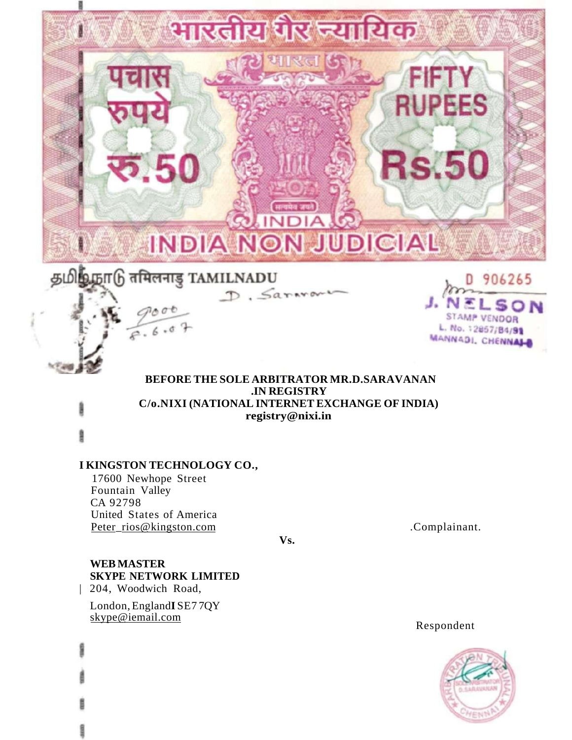भारतीय गैर न्यायिक

भारत

पचास रुपये

रु.50

FIFTY RUPEES

Rs.50

INDIA

INDIA NON JUDICIAL

தமிழ்நாடு तमिलनाडु TAMILNADU

D. Saravanan

D 906265

J. NELSON
STAMP VENDOR
L. No. 12857/B4/91
MANNADI. CHENNAI-1

9000
8.6.07

**BEFORE THE SOLE ARBITRATOR MR.D.SARAVANAN**
**.IN REGISTRY**
**C/o.NIXI (NATIONAL INTERNET EXCHANGE OF INDIA)**
**registry@nixi.in**

**I KINGSTON TECHNOLOGY CO.,**
17600 Newhope Street
Fountain Valley
CA 92798
United States of America
Peter_rios@kingston.com .Complainant.

**Vs.**

**WEB MASTER**
**SKYPE NETWORK LIMITED**
204, Woodwich Road,
London, England I SE7 7QY
skype@iemail.com

Respondent

ARBITRATION TRIBUNAL
SOLE ARBITRATOR
D.SARAVANAN
CHENNAI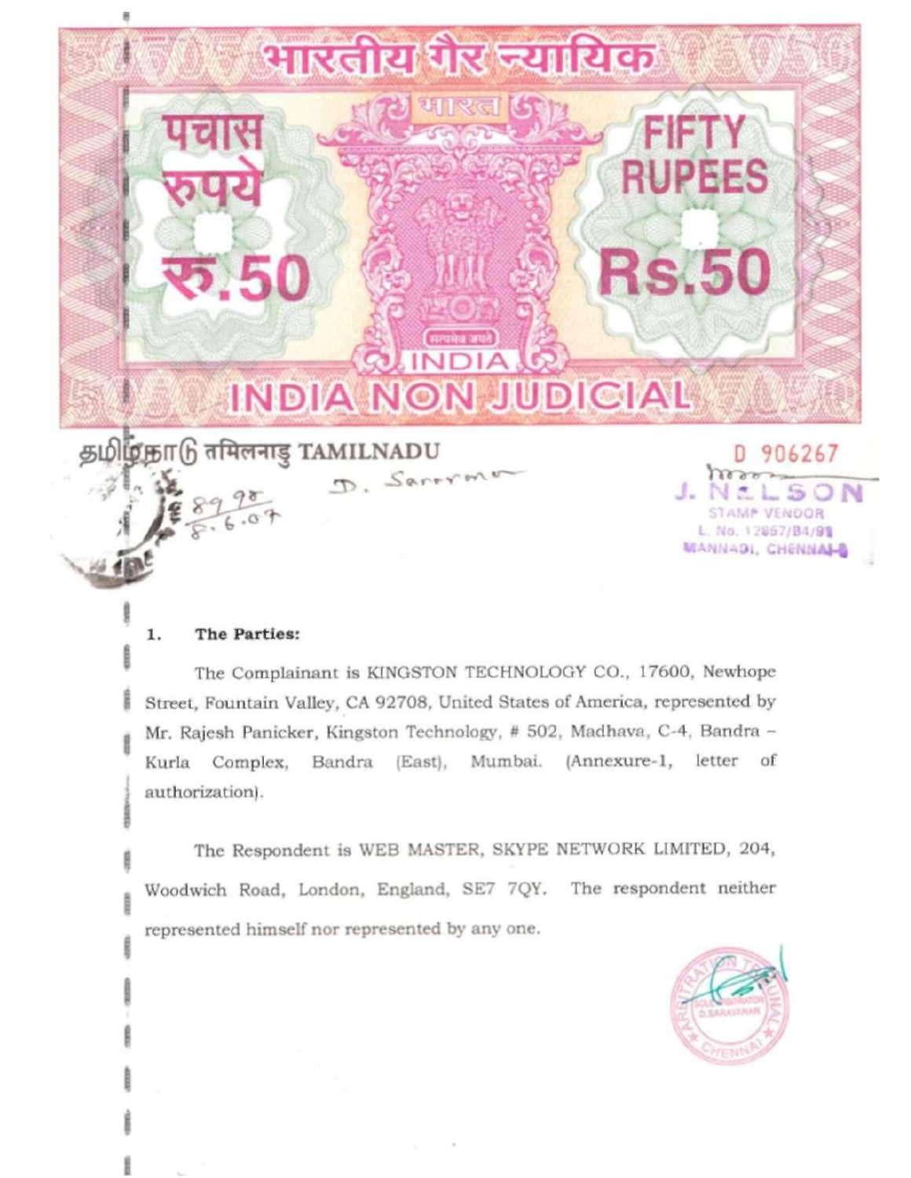भारतीय गैर न्यायिक

पचास रुपये रु.50

FIFTY RUPEES Rs.50

INDIA NON JUDICIAL

தமிழ்நாடு तमिलनाडु TAMILNADU

D 906267

J. NELSON
STAMP VENDOR
L. No. 12867/B4/91
MANNADI, CHENNAI-1

**1. The Parties:**

The Complainant is KINGSTON TECHNOLOGY CO., 17600, Newhope Street, Fountain Valley, CA 92708, United States of America, represented by Mr. Rajesh Panicker, Kingston Technology, # 502, Madhava, C-4, Bandra – Kurla Complex, Bandra (East), Mumbai. (Annexure-1, letter of authorization).

The Respondent is WEB MASTER, SKYPE NETWORK LIMITED, 204, Woodwich Road, London, England, SE7 7QY. The respondent neither represented himself nor represented by any one.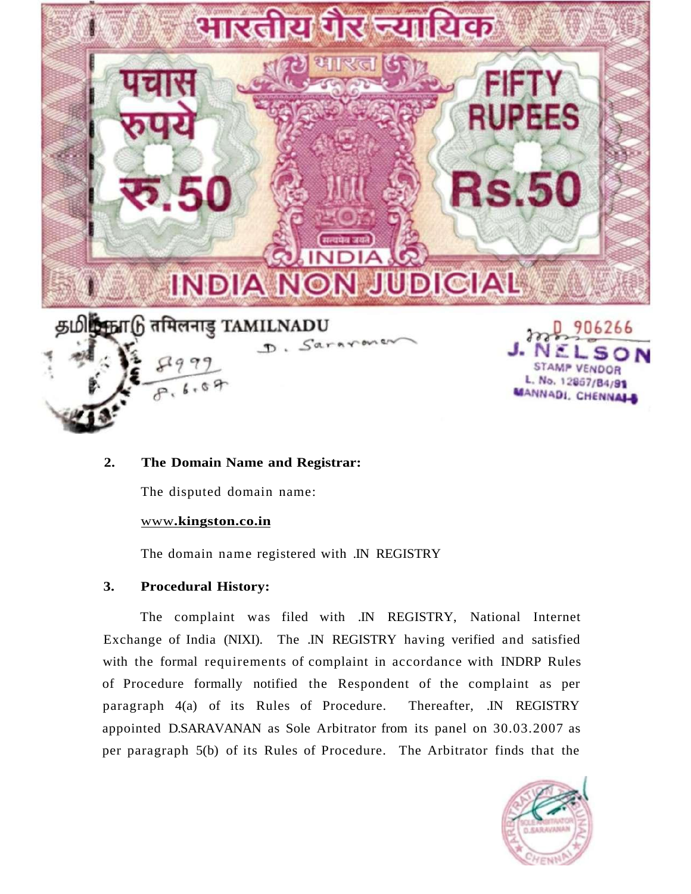भारतीय गैर न्यायिक

पचास रुपये रु.50

FIFTY RUPEES Rs.50

INDIA NON JUDICIAL

தமிழ்நாடு तमिलनाडु TAMILNADU

D 906266

J. NELSON
STAMP VENDOR
L. No. 12867/B4/91
MANNADI, CHENNAI-1

**2. The Domain Name and Registrar:**

The disputed domain name:

www.**kingston.co.in**

The domain name registered with .IN REGISTRY

**3. Procedural History:**

The complaint was filed with .IN REGISTRY, National Internet Exchange of India (NIXI). The .IN REGISTRY having verified and satisfied with the formal requirements of complaint in accordance with INDRP Rules of Procedure formally notified the Respondent of the complaint as per paragraph 4(a) of its Rules of Procedure. Thereafter, .IN REGISTRY appointed D.SARAVANAN as Sole Arbitrator from its panel on 30.03.2007 as per paragraph 5(b) of its Rules of Procedure. The Arbitrator finds that the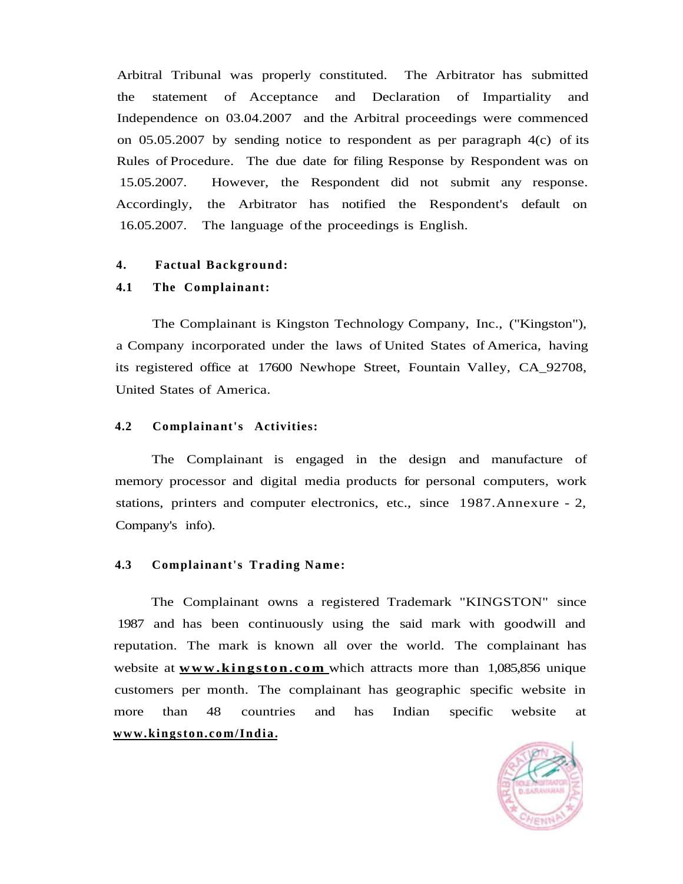Arbitral Tribunal was properly constituted. The Arbitrator has submitted the statement of Acceptance and Declaration of Impartiality and Independence on 03.04.2007 and the Arbitral proceedings were commenced on 05.05.2007 by sending notice to respondent as per paragraph 4(c) of its Rules of Procedure. The due date for filing Response by Respondent was on 15.05.2007. However, the Respondent did not submit any response. Accordingly, the Arbitrator has notified the Respondent's default on 16.05.2007. The language of the proceedings is English.

**4. Factual Background:**

**4.1 The Complainant:**

The Complainant is Kingston Technology Company, Inc., ("Kingston"), a Company incorporated under the laws of United States of America, having its registered office at 17600 Newhope Street, Fountain Valley, CA_92708, United States of America.

**4.2 Complainant's Activities:**

The Complainant is engaged in the design and manufacture of memory processor and digital media products for personal computers, work stations, printers and computer electronics, etc., since 1987.Annexure - 2, Company's info).

**4.3 Complainant's Trading Name:**

The Complainant owns a registered Trademark "KINGSTON" since 1987 and has been continuously using the said mark with goodwill and reputation. The mark is known all over the world. The complainant has website at **www.kingston.com** which attracts more than 1,085,856 unique customers per month. The complainant has geographic specific website in more than 48 countries and has Indian specific website at **www.kingston.com/India.**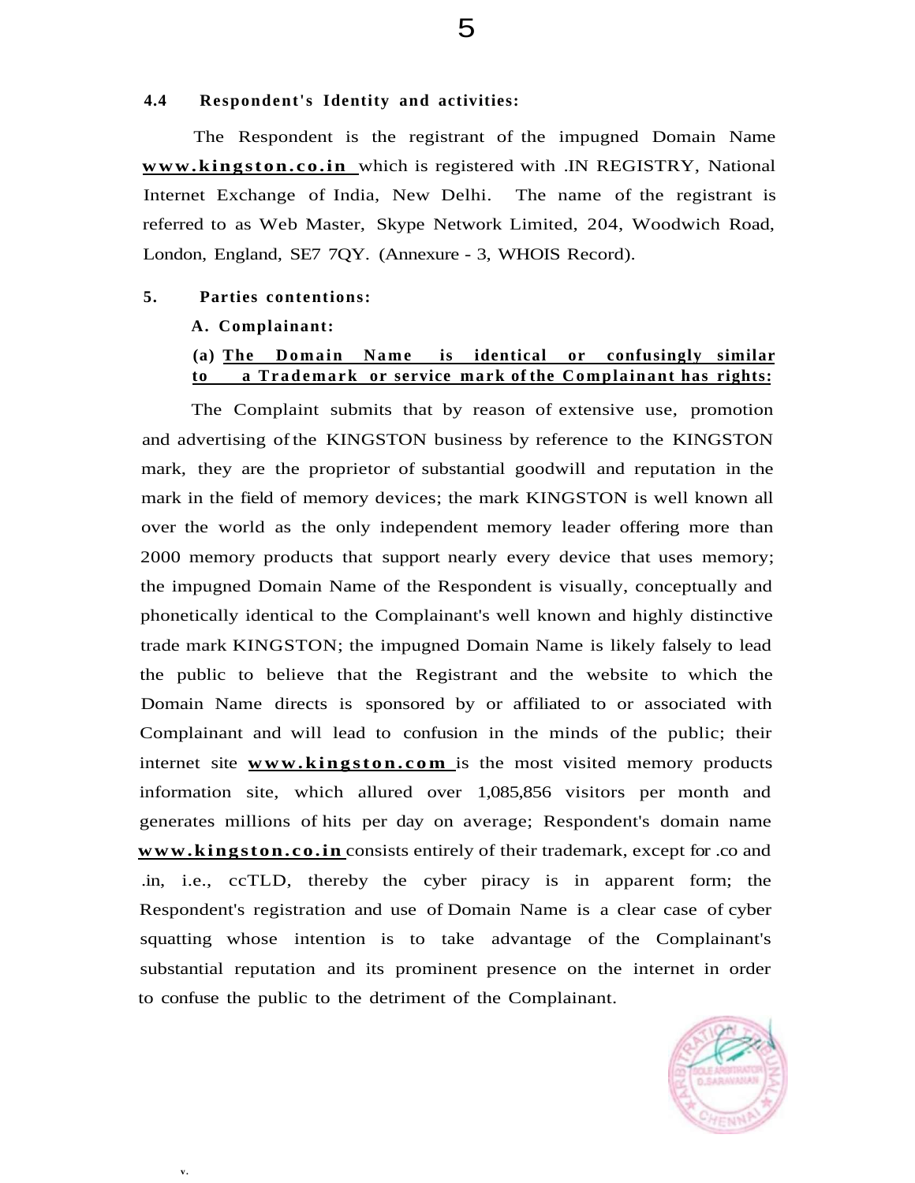**4.4 Respondent's Identity and activities:**

The Respondent is the registrant of the impugned Domain Name **www.kingston.co.in** which is registered with .IN REGISTRY, National Internet Exchange of India, New Delhi. The name of the registrant is referred to as Web Master, Skype Network Limited, 204, Woodwich Road, London, England, SE7 7QY. (Annexure - 3, WHOIS Record).

**5. Parties contentions:**

**A. Complainant:**

**(a) The Domain Name is identical or confusingly similar to a Trademark or service mark of the Complainant has rights:**

The Complaint submits that by reason of extensive use, promotion and advertising of the KINGSTON business by reference to the KINGSTON mark, they are the proprietor of substantial goodwill and reputation in the mark in the field of memory devices; the mark KINGSTON is well known all over the world as the only independent memory leader offering more than 2000 memory products that support nearly every device that uses memory; the impugned Domain Name of the Respondent is visually, conceptually and phonetically identical to the Complainant's well known and highly distinctive trade mark KINGSTON; the impugned Domain Name is likely falsely to lead the public to believe that the Registrant and the website to which the Domain Name directs is sponsored by or affiliated to or associated with Complainant and will lead to confusion in the minds of the public; their internet site **www.kingston.com** is the most visited memory products information site, which allured over 1,085,856 visitors per month and generates millions of hits per day on average; Respondent's domain name **www.kingston.co.in** consists entirely of their trademark, except for .co and .in, i.e., ccTLD, thereby the cyber piracy is in apparent form; the Respondent's registration and use of Domain Name is a clear case of cyber squatting whose intention is to take advantage of the Complainant's substantial reputation and its prominent presence on the internet in order to confuse the public to the detriment of the Complainant.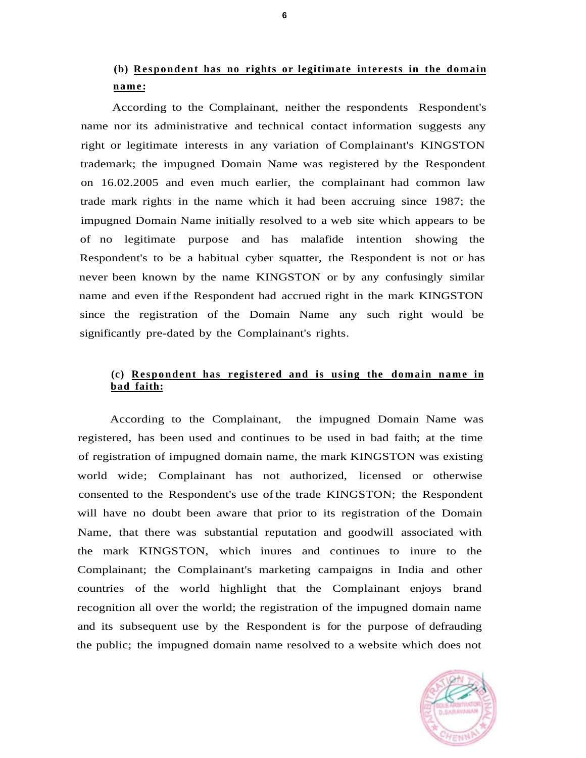**(b) <u>Respondent has no rights or legitimate interests in the domain name:</u>**

According to the Complainant, neither the respondents Respondent's name nor its administrative and technical contact information suggests any right or legitimate interests in any variation of Complainant's KINGSTON trademark; the impugned Domain Name was registered by the Respondent on 16.02.2005 and even much earlier, the complainant had common law trade mark rights in the name which it had been accruing since 1987; the impugned Domain Name initially resolved to a web site which appears to be of no legitimate purpose and has malafide intention showing the Respondent's to be a habitual cyber squatter, the Respondent is not or has never been known by the name KINGSTON or by any confusingly similar name and even if the Respondent had accrued right in the mark KINGSTON since the registration of the Domain Name any such right would be significantly pre-dated by the Complainant's rights.

**(c) <u>Respondent has registered and is using the domain name in bad faith:</u>**

According to the Complainant, the impugned Domain Name was registered, has been used and continues to be used in bad faith; at the time of registration of impugned domain name, the mark KINGSTON was existing world wide; Complainant has not authorized, licensed or otherwise consented to the Respondent's use of the trade KINGSTON; the Respondent will have no doubt been aware that prior to its registration of the Domain Name, that there was substantial reputation and goodwill associated with the mark KINGSTON, which inures and continues to inure to the Complainant; the Complainant's marketing campaigns in India and other countries of the world highlight that the Complainant enjoys brand recognition all over the world; the registration of the impugned domain name and its subsequent use by the Respondent is for the purpose of defrauding the public; the impugned domain name resolved to a website which does not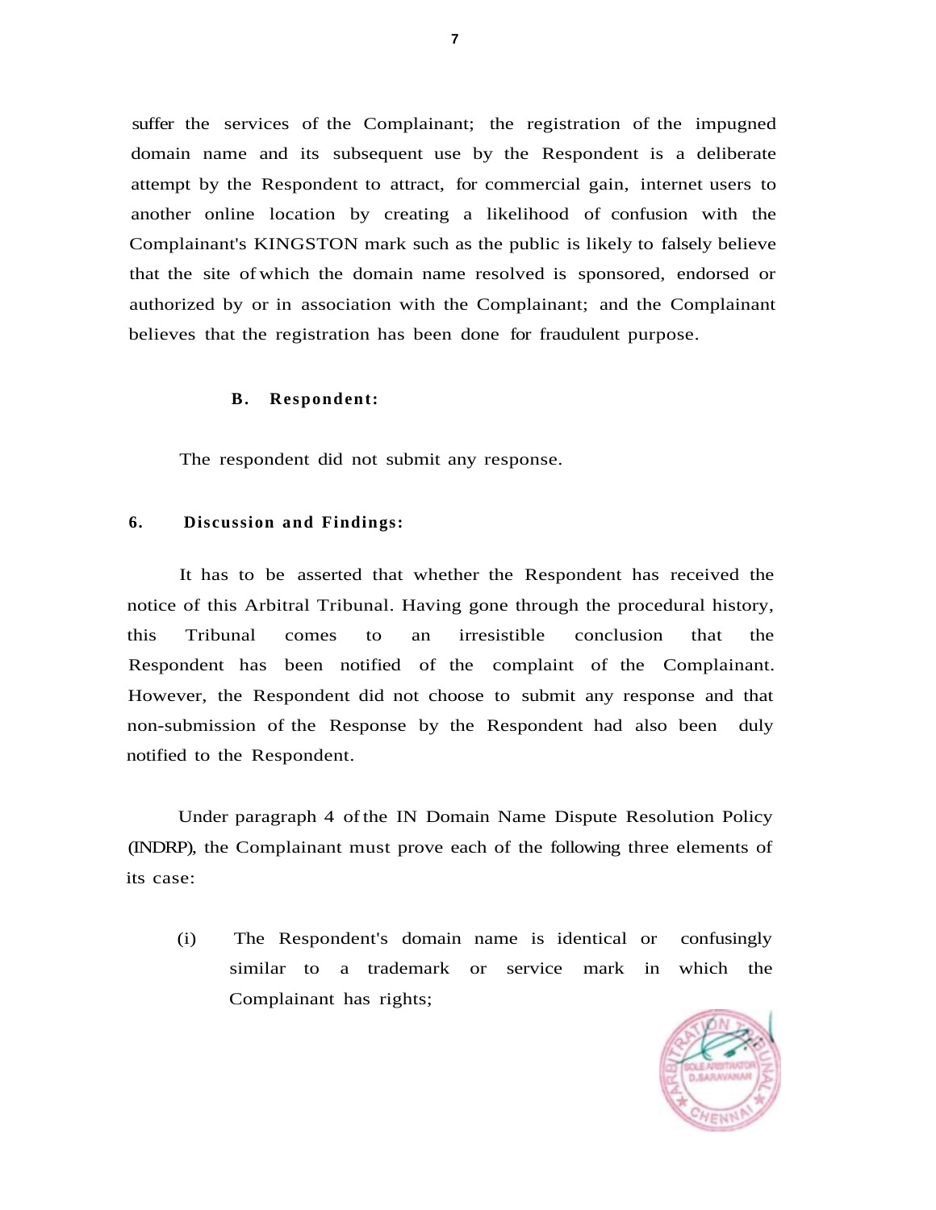suffer the services of the Complainant; the registration of the impugned domain name and its subsequent use by the Respondent is a deliberate attempt by the Respondent to attract, for commercial gain, internet users to another online location by creating a likelihood of confusion with the Complainant's KINGSTON mark such as the public is likely to falsely believe that the site of which the domain name resolved is sponsored, endorsed or authorized by or in association with the Complainant; and the Complainant believes that the registration has been done for fraudulent purpose.

**B. Respondent:**

The respondent did not submit any response.

**6. Discussion and Findings:**

It has to be asserted that whether the Respondent has received the notice of this Arbitral Tribunal. Having gone through the procedural history, this Tribunal comes to an irresistible conclusion that the Respondent has been notified of the complaint of the Complainant. However, the Respondent did not choose to submit any response and that non-submission of the Response by the Respondent had also been duly notified to the Respondent.

Under paragraph 4 of the IN Domain Name Dispute Resolution Policy (INDRP), the Complainant must prove each of the following three elements of its case:

(i) The Respondent's domain name is identical or confusingly similar to a trademark or service mark in which the Complainant has rights;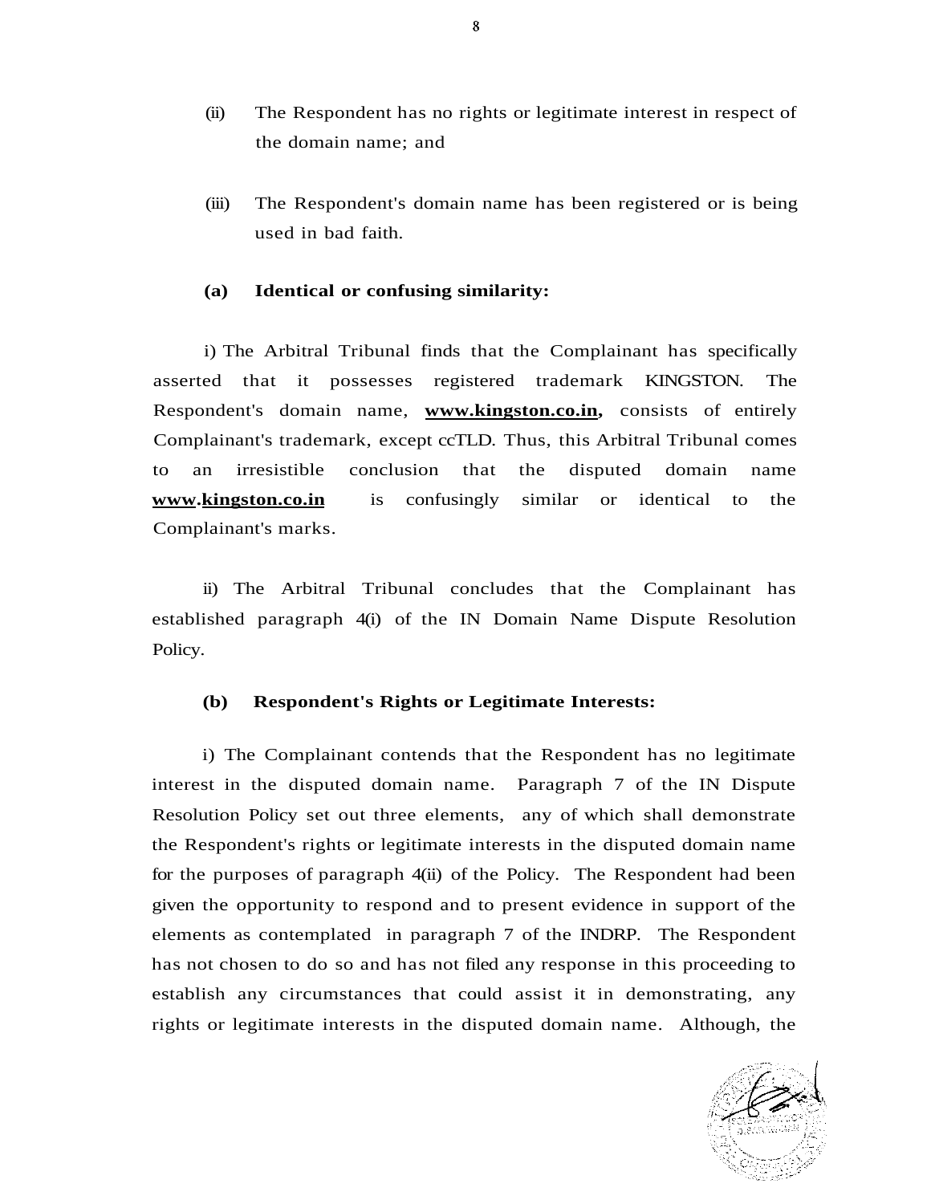(ii) The Respondent has no rights or legitimate interest in respect of the domain name; and

(iii) The Respondent's domain name has been registered or is being used in bad faith.

**(a) Identical or confusing similarity:**

i) The Arbitral Tribunal finds that the Complainant has specifically asserted that it possesses registered trademark KINGSTON. The Respondent's domain name, **www.kingston.co.in,** consists of entirely Complainant's trademark, except ccTLD. Thus, this Arbitral Tribunal comes to an irresistible conclusion that the disputed domain name **www.kingston.co.in** is confusingly similar or identical to the Complainant's marks.

ii) The Arbitral Tribunal concludes that the Complainant has established paragraph 4(i) of the IN Domain Name Dispute Resolution Policy.

**(b) Respondent's Rights or Legitimate Interests:**

i) The Complainant contends that the Respondent has no legitimate interest in the disputed domain name. Paragraph 7 of the IN Dispute Resolution Policy set out three elements, any of which shall demonstrate the Respondent's rights or legitimate interests in the disputed domain name for the purposes of paragraph 4(ii) of the Policy. The Respondent had been given the opportunity to respond and to present evidence in support of the elements as contemplated in paragraph 7 of the INDRP. The Respondent has not chosen to do so and has not filed any response in this proceeding to establish any circumstances that could assist it in demonstrating, any rights or legitimate interests in the disputed domain name. Although, the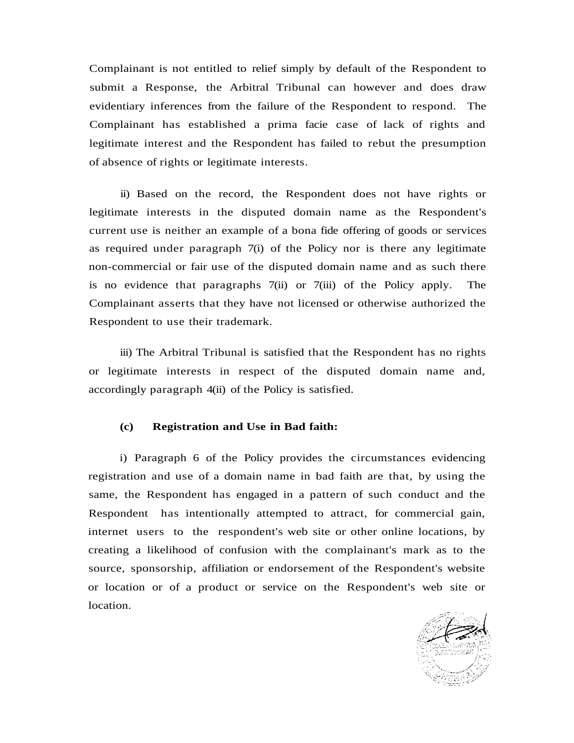Complainant is not entitled to relief simply by default of the Respondent to submit a Response, the Arbitral Tribunal can however and does draw evidentiary inferences from the failure of the Respondent to respond. The Complainant has established a prima facie case of lack of rights and legitimate interest and the Respondent has failed to rebut the presumption of absence of rights or legitimate interests.

ii) Based on the record, the Respondent does not have rights or legitimate interests in the disputed domain name as the Respondent's current use is neither an example of a bona fide offering of goods or services as required under paragraph 7(i) of the Policy nor is there any legitimate non-commercial or fair use of the disputed domain name and as such there is no evidence that paragraphs 7(ii) or 7(iii) of the Policy apply. The Complainant asserts that they have not licensed or otherwise authorized the Respondent to use their trademark.

iii) The Arbitral Tribunal is satisfied that the Respondent has no rights or legitimate interests in respect of the disputed domain name and, accordingly paragraph 4(ii) of the Policy is satisfied.

**(c) Registration and Use in Bad faith:**

i) Paragraph 6 of the Policy provides the circumstances evidencing registration and use of a domain name in bad faith are that, by using the same, the Respondent has engaged in a pattern of such conduct and the Respondent has intentionally attempted to attract, for commercial gain, internet users to the respondent's web site or other online locations, by creating a likelihood of confusion with the complainant's mark as to the source, sponsorship, affiliation or endorsement of the Respondent's website or location or of a product or service on the Respondent's web site or location.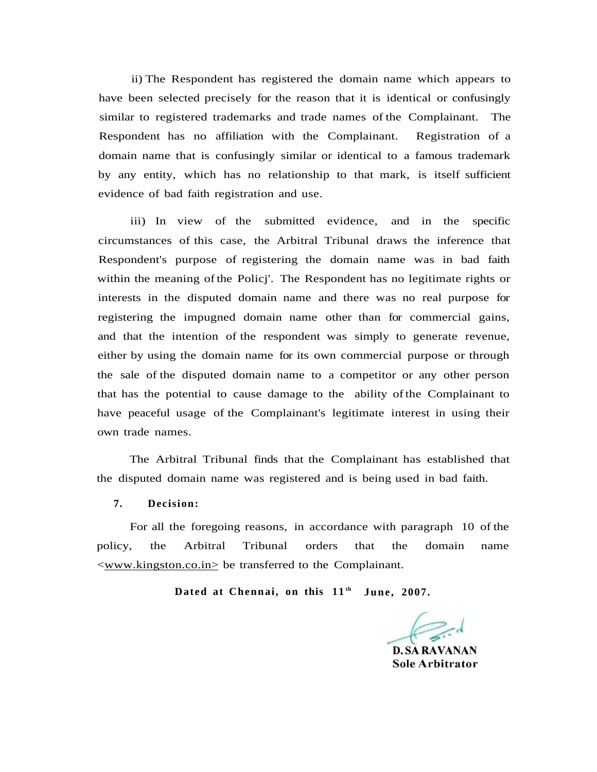ii) The Respondent has registered the domain name which appears to have been selected precisely for the reason that it is identical or confusingly similar to registered trademarks and trade names of the Complainant. The Respondent has no affiliation with the Complainant. Registration of a domain name that is confusingly similar or identical to a famous trademark by any entity, which has no relationship to that mark, is itself sufficient evidence of bad faith registration and use.

iii) In view of the submitted evidence, and in the specific circumstances of this case, the Arbitral Tribunal draws the inference that Respondent's purpose of registering the domain name was in bad faith within the meaning of the Policj'. The Respondent has no legitimate rights or interests in the disputed domain name and there was no real purpose for registering the impugned domain name other than for commercial gains, and that the intention of the respondent was simply to generate revenue, either by using the domain name for its own commercial purpose or through the sale of the disputed domain name to a competitor or any other person that has the potential to cause damage to the ability of the Complainant to have peaceful usage of the Complainant's legitimate interest in using their own trade names.

The Arbitral Tribunal finds that the Complainant has established that the disputed domain name was registered and is being used in bad faith.

**7. Decision:**

For all the foregoing reasons, in accordance with paragraph 10 of the policy, the Arbitral Tribunal orders that the domain name <www.kingston.co.in> be transferred to the Complainant.

**Dated at Chennai, on this 11th June, 2007.**

**D. SA RAVANAN**
**Sole Arbitrator**